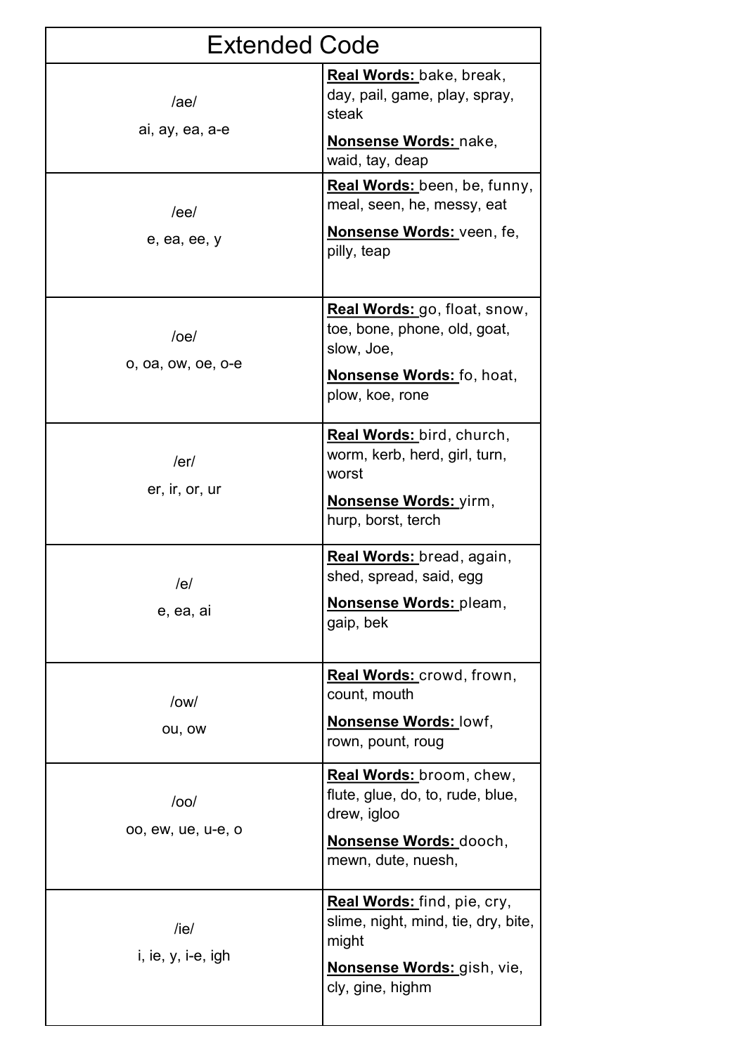| Extended Code | |
|---|---|
| /ae/<br>ai, ay, ea, a-e | **Real Words:** bake, break, day, pail, game, play, spray, steak<br>**Nonsense Words:** nake, waid, tay, deap |
| /ee/<br>e, ea, ee, y | **Real Words:** been, be, funny, meal, seen, he, messy, eat<br>**Nonsense Words:** veen, fe, pilly, teap |
| /oe/<br>o, oa, ow, oe, o-e | **Real Words:** go, float, snow, toe, bone, phone, old, goat, slow, Joe,<br>**Nonsense Words:** fo, hoat, plow, koe, rone |
| /er/<br>er, ir, or, ur | **Real Words:** bird, church, worm, kerb, herd, girl, turn, worst<br>**Nonsense Words:** yirm, hurp, borst, terch |
| /e/<br>e, ea, ai | **Real Words:** bread, again, shed, spread, said, egg<br>**Nonsense Words:** pleam, gaip, bek |
| /ow/<br>ou, ow | **Real Words:** crowd, frown, count, mouth<br>**Nonsense Words:** lowf, rown, pount, roug |
| /oo/<br>oo, ew, ue, u-e, o | **Real Words:** broom, chew, flute, glue, do, to, rude, blue, drew, igloo<br>**Nonsense Words:** dooch, mewn, dute, nuesh, |
| /ie/<br>i, ie, y, i-e, igh | **Real Words:** find, pie, cry, slime, night, mind, tie, dry, bite, might<br>**Nonsense Words:** gish, vie, cly, gine, highm |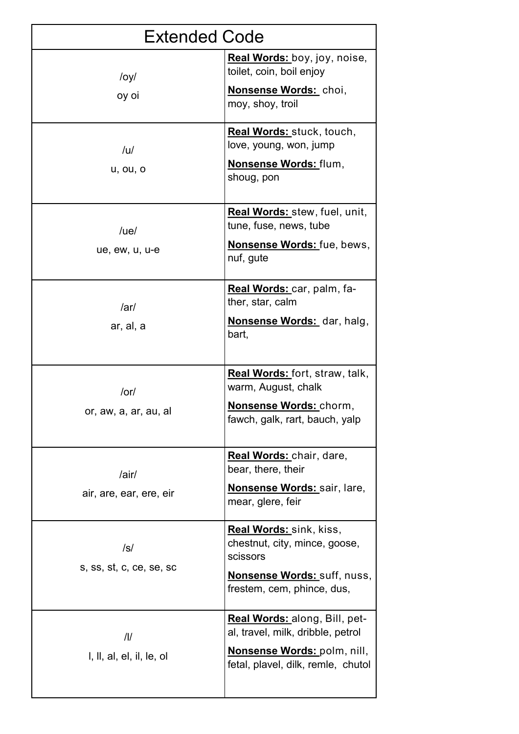| Extended Code | |
|---|---|
| /oy/<br>oy oi | **Real Words:** boy, joy, noise, toilet, coin, boil enjoy<br>**Nonsense Words:** choi, moy, shoy, troil |
| /u/<br>u, ou, o | **Real Words:** stuck, touch, love, young, won, jump<br>**Nonsense Words:** flum, shoug, pon |
| /ue/<br>ue, ew, u, u-e | **Real Words:** stew, fuel, unit, tune, fuse, news, tube<br>**Nonsense Words:** fue, bews, nuf, gute |
| /ar/<br>ar, al, a | **Real Words:** car, palm, father, star, calm<br>**Nonsense Words:** dar, halg, bart, |
| /or/<br>or, aw, a, ar, au, al | **Real Words:** fort, straw, talk, warm, August, chalk<br>**Nonsense Words:** chorm, fawch, galk, rart, bauch, yalp |
| /air/<br>air, are, ear, ere, eir | **Real Words:** chair, dare, bear, there, their<br>**Nonsense Words:** sair, lare, mear, glere, feir |
| /s/<br>s, ss, st, c, ce, se, sc | **Real Words:** sink, kiss, chestnut, city, mince, goose, scissors<br>**Nonsense Words:** suff, nuss, frestem, cem, phince, dus, |
| /l/<br>l, ll, al, el, il, le, ol | **Real Words:** along, Bill, petal, travel, milk, dribble, petrol<br>**Nonsense Words:** polm, nill, fetal, plavel, dilk, remle, chutol |